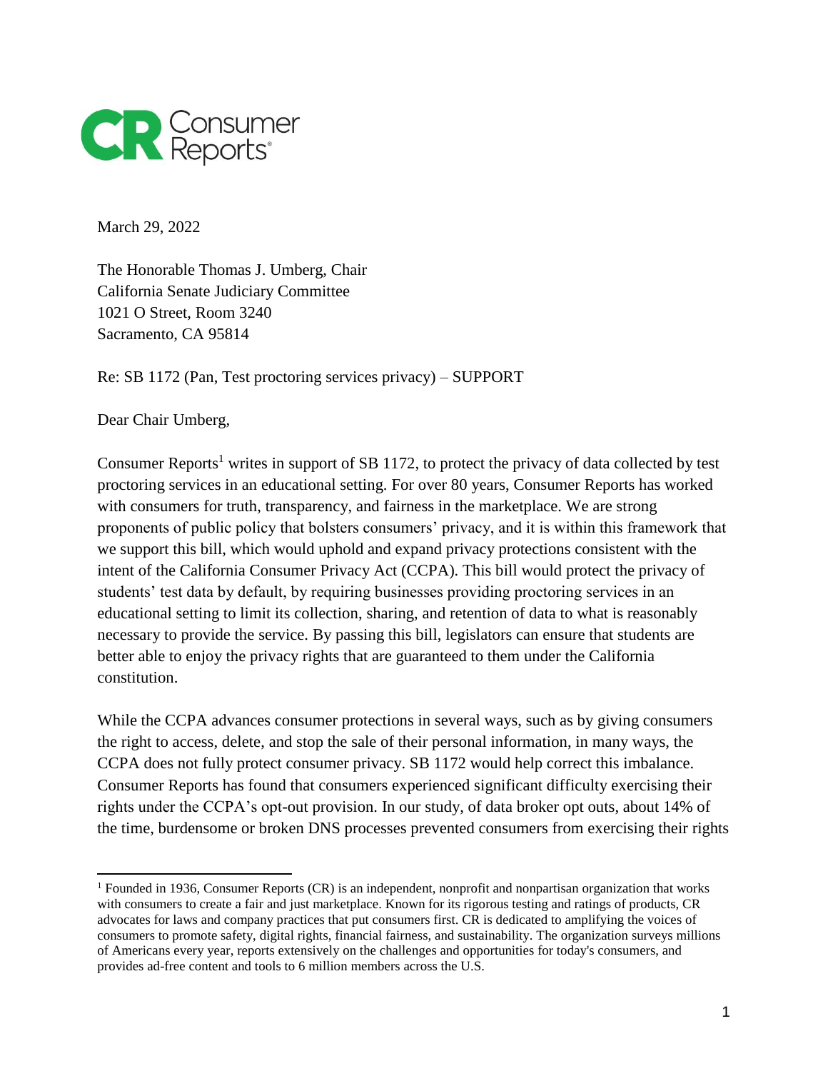March 29, 2022

The Honorable Thomas J. Umberg, Chair
California Senate Judiciary Committee
1021 O Street, Room 3240
Sacramento, CA 95814

Re: SB 1172 (Pan, Test proctoring services privacy) – SUPPORT

Dear Chair Umberg,

Consumer Reports[1] writes in support of SB 1172, to protect the privacy of data collected by test proctoring services in an educational setting. For over 80 years, Consumer Reports has worked with consumers for truth, transparency, and fairness in the marketplace. We are strong proponents of public policy that bolsters consumers' privacy, and it is within this framework that we support this bill, which would uphold and expand privacy protections consistent with the intent of the California Consumer Privacy Act (CCPA). This bill would protect the privacy of students' test data by default, by requiring businesses providing proctoring services in an educational setting to limit its collection, sharing, and retention of data to what is reasonably necessary to provide the service. By passing this bill, legislators can ensure that students are better able to enjoy the privacy rights that are guaranteed to them under the California constitution.

While the CCPA advances consumer protections in several ways, such as by giving consumers the right to access, delete, and stop the sale of their personal information, in many ways, the CCPA does not fully protect consumer privacy. SB 1172 would help correct this imbalance. Consumer Reports has found that consumers experienced significant difficulty exercising their rights under the CCPA's opt-out provision. In our study, of data broker opt outs, about 14% of the time, burdensome or broken DNS processes prevented consumers from exercising their rights

[1] Founded in 1936, Consumer Reports (CR) is an independent, nonprofit and nonpartisan organization that works with consumers to create a fair and just marketplace. Known for its rigorous testing and ratings of products, CR advocates for laws and company practices that put consumers first. CR is dedicated to amplifying the voices of consumers to promote safety, digital rights, financial fairness, and sustainability. The organization surveys millions of Americans every year, reports extensively on the challenges and opportunities for today's consumers, and provides ad-free content and tools to 6 million members across the U.S.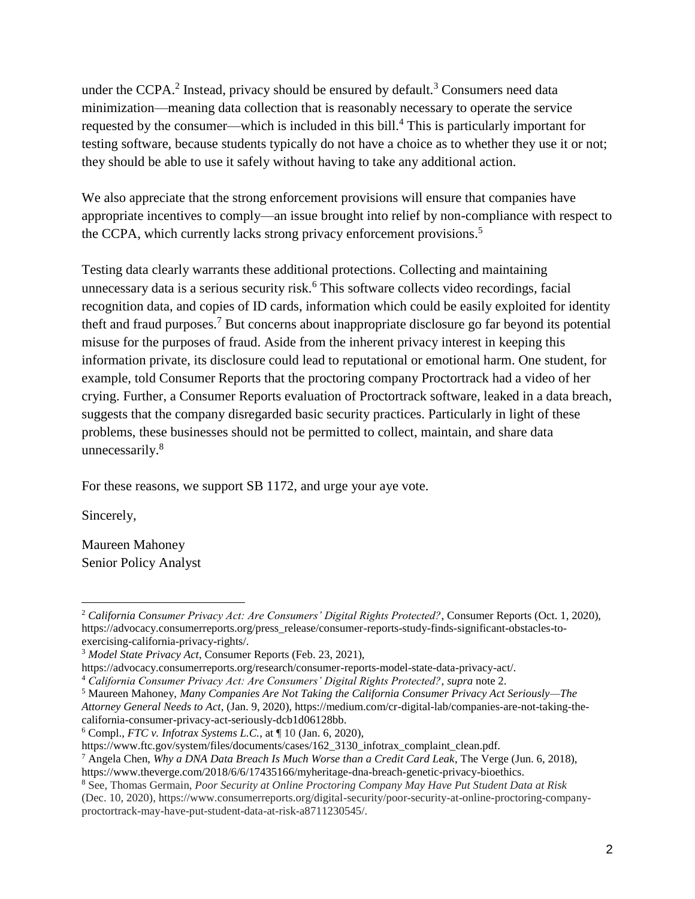under the CCPA.[2] Instead, privacy should be ensured by default.[3] Consumers need data minimization—meaning data collection that is reasonably necessary to operate the service requested by the consumer—which is included in this bill.[4] This is particularly important for testing software, because students typically do not have a choice as to whether they use it or not; they should be able to use it safely without having to take any additional action.

We also appreciate that the strong enforcement provisions will ensure that companies have appropriate incentives to comply—an issue brought into relief by non-compliance with respect to the CCPA, which currently lacks strong privacy enforcement provisions.[5]

Testing data clearly warrants these additional protections. Collecting and maintaining unnecessary data is a serious security risk.[6] This software collects video recordings, facial recognition data, and copies of ID cards, information which could be easily exploited for identity theft and fraud purposes.[7] But concerns about inappropriate disclosure go far beyond its potential misuse for the purposes of fraud. Aside from the inherent privacy interest in keeping this information private, its disclosure could lead to reputational or emotional harm. One student, for example, told Consumer Reports that the proctoring company Proctortrack had a video of her crying. Further, a Consumer Reports evaluation of Proctortrack software, leaked in a data breach, suggests that the company disregarded basic security practices. Particularly in light of these problems, these businesses should not be permitted to collect, maintain, and share data unnecessarily.[8]

For these reasons, we support SB 1172, and urge your aye vote.

Sincerely,

Maureen Mahoney
Senior Policy Analyst

---

[2] *California Consumer Privacy Act: Are Consumers' Digital Rights Protected?*, Consumer Reports (Oct. 1, 2020), https://advocacy.consumerreports.org/press_release/consumer-reports-study-finds-significant-obstacles-to-exercising-california-privacy-rights/.

[3] *Model State Privacy Act*, Consumer Reports (Feb. 23, 2021), https://advocacy.consumerreports.org/research/consumer-reports-model-state-data-privacy-act/.

[4] *California Consumer Privacy Act: Are Consumers' Digital Rights Protected?*, *supra* note 2.

[5] Maureen Mahoney, *Many Companies Are Not Taking the California Consumer Privacy Act Seriously—The Attorney General Needs to Act*, (Jan. 9, 2020), https://medium.com/cr-digital-lab/companies-are-not-taking-the-california-consumer-privacy-act-seriously-dcb1d06128bb.

[6] Compl., *FTC v. Infotrax Systems L.C.*, at ¶ 10 (Jan. 6, 2020), https://www.ftc.gov/system/files/documents/cases/162_3130_infotrax_complaint_clean.pdf.

[7] Angela Chen, *Why a DNA Data Breach Is Much Worse than a Credit Card Leak*, The Verge (Jun. 6, 2018), https://www.theverge.com/2018/6/6/17435166/myheritage-dna-breach-genetic-privacy-bioethics.

[8] See, Thomas Germain, *Poor Security at Online Proctoring Company May Have Put Student Data at Risk* (Dec. 10, 2020), https://www.consumerreports.org/digital-security/poor-security-at-online-proctoring-company-proctortrack-may-have-put-student-data-at-risk-a8711230545/.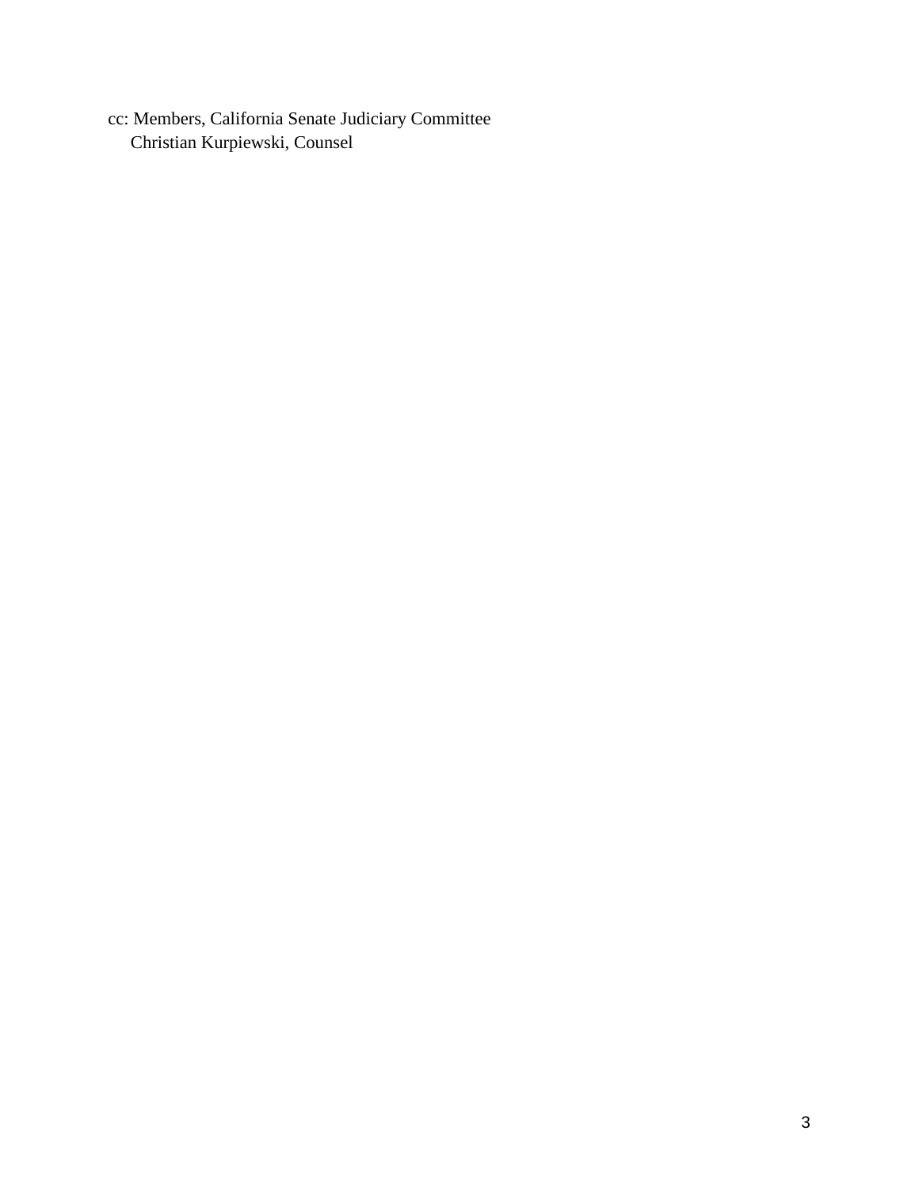cc: Members, California Senate Judiciary Committee
    Christian Kurpiewski, Counsel